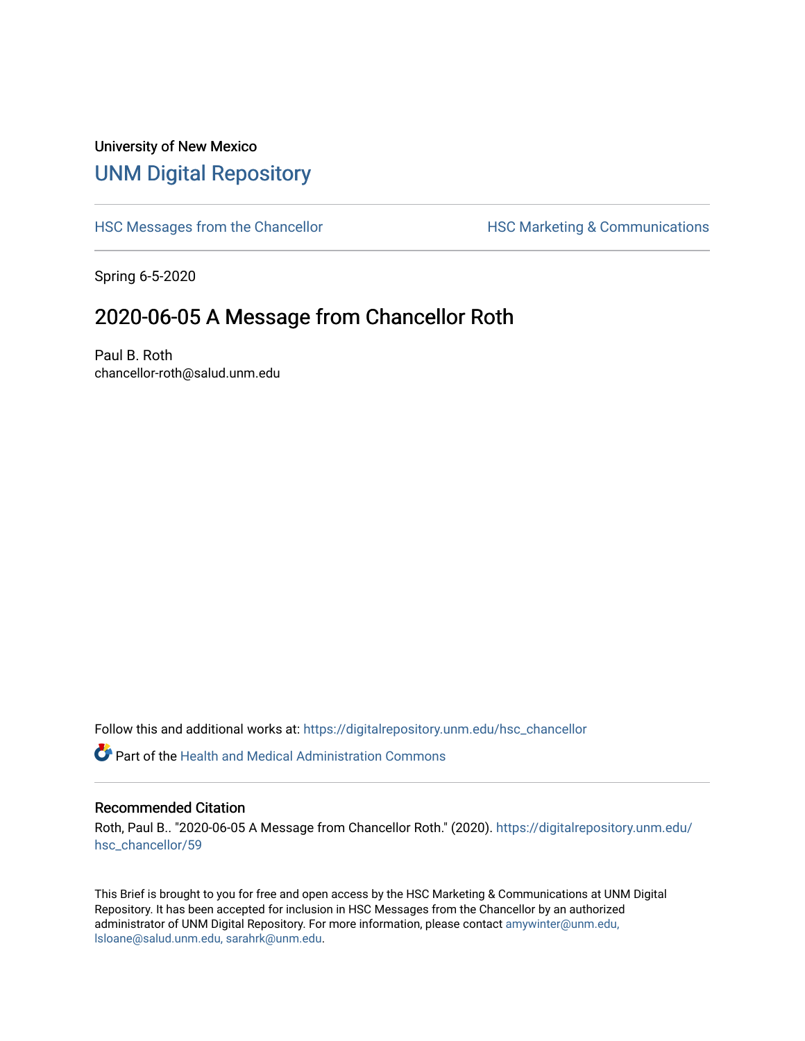University of New Mexico

# UNM Digital Repository

HSC Messages from the Chancellor | HSC Marketing & Communications

Spring 6-5-2020

## 2020-06-05 A Message from Chancellor Roth

Paul B. Roth
chancellor-roth@salud.unm.edu

Follow this and additional works at: https://digitalrepository.unm.edu/hsc_chancellor

Part of the Health and Medical Administration Commons

### Recommended Citation

Roth, Paul B.. "2020-06-05 A Message from Chancellor Roth." (2020). https://digitalrepository.unm.edu/hsc_chancellor/59

This Brief is brought to you for free and open access by the HSC Marketing & Communications at UNM Digital Repository. It has been accepted for inclusion in HSC Messages from the Chancellor by an authorized administrator of UNM Digital Repository. For more information, please contact amywinter@unm.edu, lsloane@salud.unm.edu, sarahrk@unm.edu.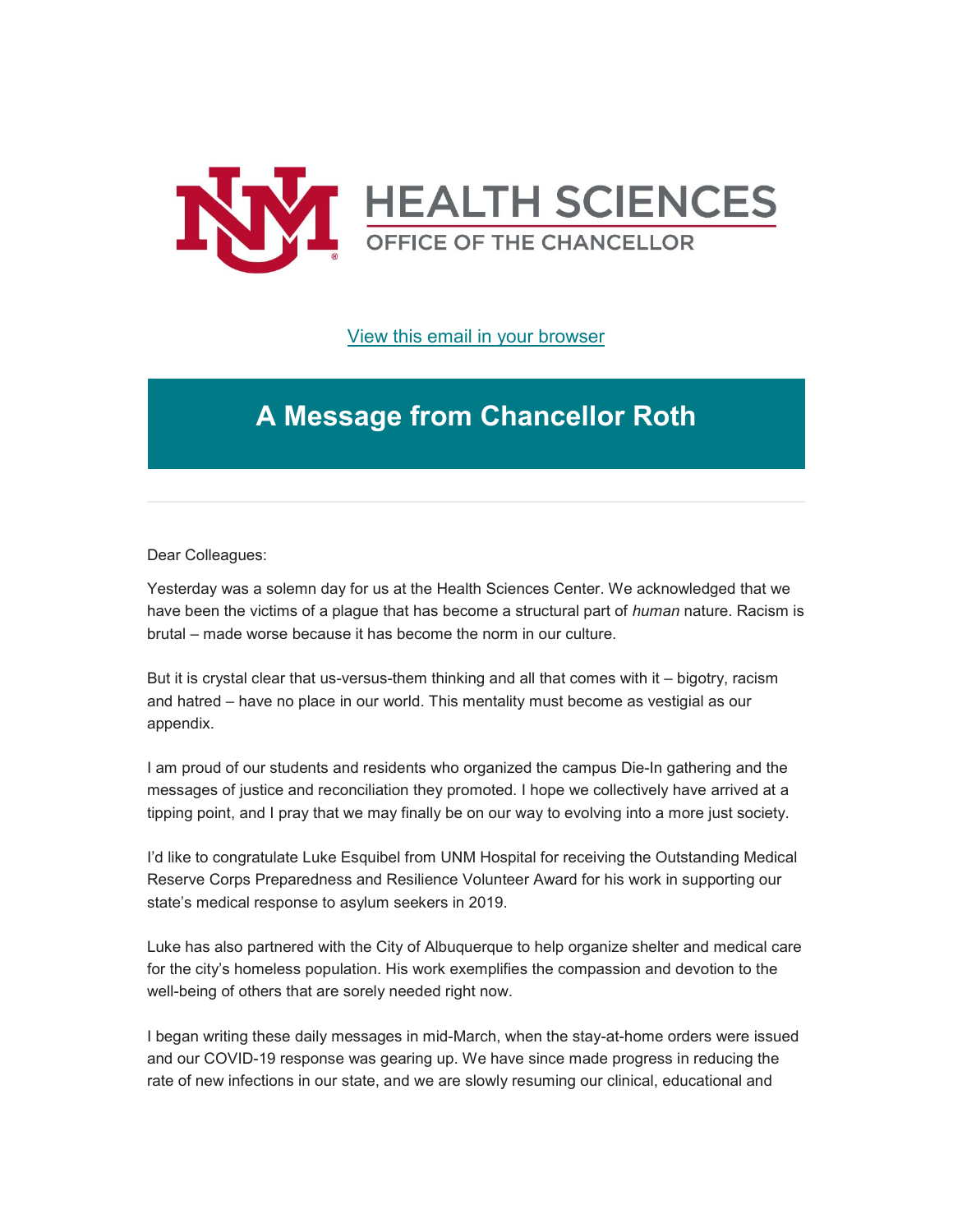HEALTH SCIENCES
OFFICE OF THE CHANCELLOR

[View this email in your browser]

# A Message from Chancellor Roth

Dear Colleagues:

Yesterday was a solemn day for us at the Health Sciences Center. We acknowledged that we have been the victims of a plague that has become a structural part of *human* nature. Racism is brutal – made worse because it has become the norm in our culture.

But it is crystal clear that us-versus-them thinking and all that comes with it – bigotry, racism and hatred – have no place in our world. This mentality must become as vestigial as our appendix.

I am proud of our students and residents who organized the campus Die-In gathering and the messages of justice and reconciliation they promoted. I hope we collectively have arrived at a tipping point, and I pray that we may finally be on our way to evolving into a more just society.

I'd like to congratulate Luke Esquibel from UNM Hospital for receiving the Outstanding Medical Reserve Corps Preparedness and Resilience Volunteer Award for his work in supporting our state's medical response to asylum seekers in 2019.

Luke has also partnered with the City of Albuquerque to help organize shelter and medical care for the city's homeless population. His work exemplifies the compassion and devotion to the well-being of others that are sorely needed right now.

I began writing these daily messages in mid-March, when the stay-at-home orders were issued and our COVID-19 response was gearing up. We have since made progress in reducing the rate of new infections in our state, and we are slowly resuming our clinical, educational and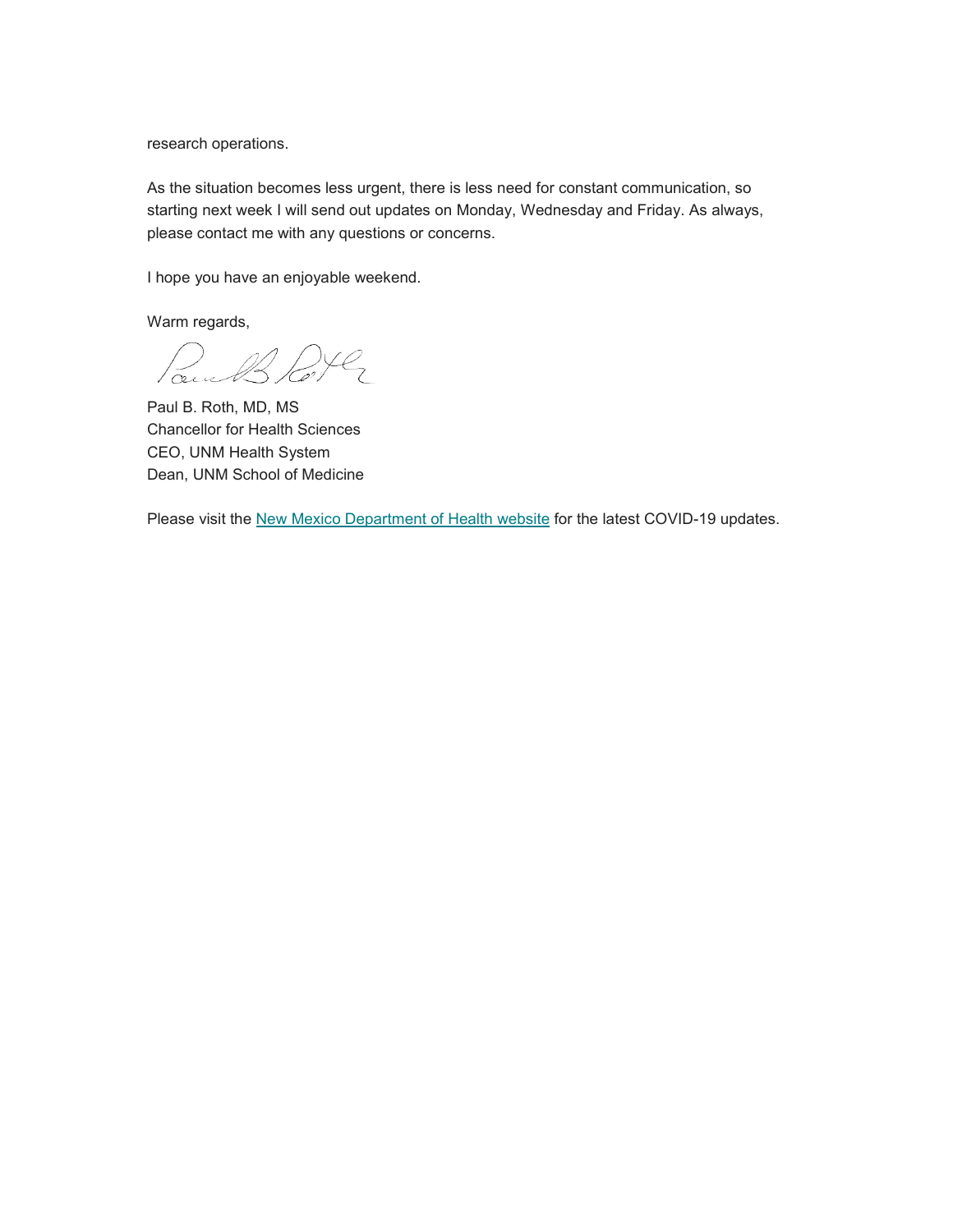research operations.

As the situation becomes less urgent, there is less need for constant communication, so starting next week I will send out updates on Monday, Wednesday and Friday. As always, please contact me with any questions or concerns.

I hope you have an enjoyable weekend.

Warm regards,

Paul B. Roth, MD, MS
Chancellor for Health Sciences
CEO, UNM Health System
Dean, UNM School of Medicine

Please visit the [New Mexico Department of Health website]() for the latest COVID-19 updates.